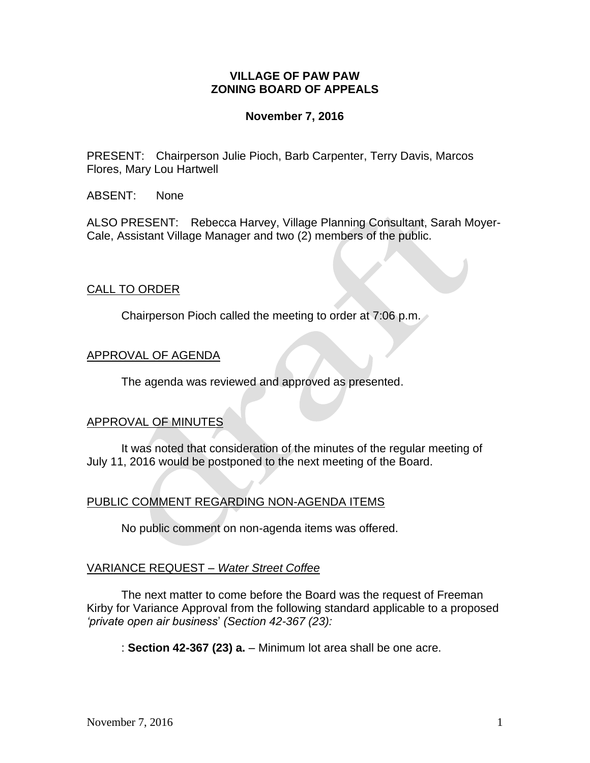**VILLAGE OF PAW PAW**
**ZONING BOARD OF APPEALS**

**November 7, 2016**

PRESENT: Chairperson Julie Pioch, Barb Carpenter, Terry Davis, Marcos Flores, Mary Lou Hartwell

ABSENT: None

ALSO PRESENT: Rebecca Harvey, Village Planning Consultant, Sarah Moyer-Cale, Assistant Village Manager and two (2) members of the public.

CALL TO ORDER

Chairperson Pioch called the meeting to order at 7:06 p.m.

APPROVAL OF AGENDA

The agenda was reviewed and approved as presented.

APPROVAL OF MINUTES

It was noted that consideration of the minutes of the regular meeting of July 11, 2016 would be postponed to the next meeting of the Board.

PUBLIC COMMENT REGARDING NON-AGENDA ITEMS

No public comment on non-agenda items was offered.

VARIANCE REQUEST – *Water Street Coffee*

The next matter to come before the Board was the request of Freeman Kirby for Variance Approval from the following standard applicable to a proposed *'private open air business' (Section 42-367 (23):*

: **Section 42-367 (23) a.** – Minimum lot area shall be one acre.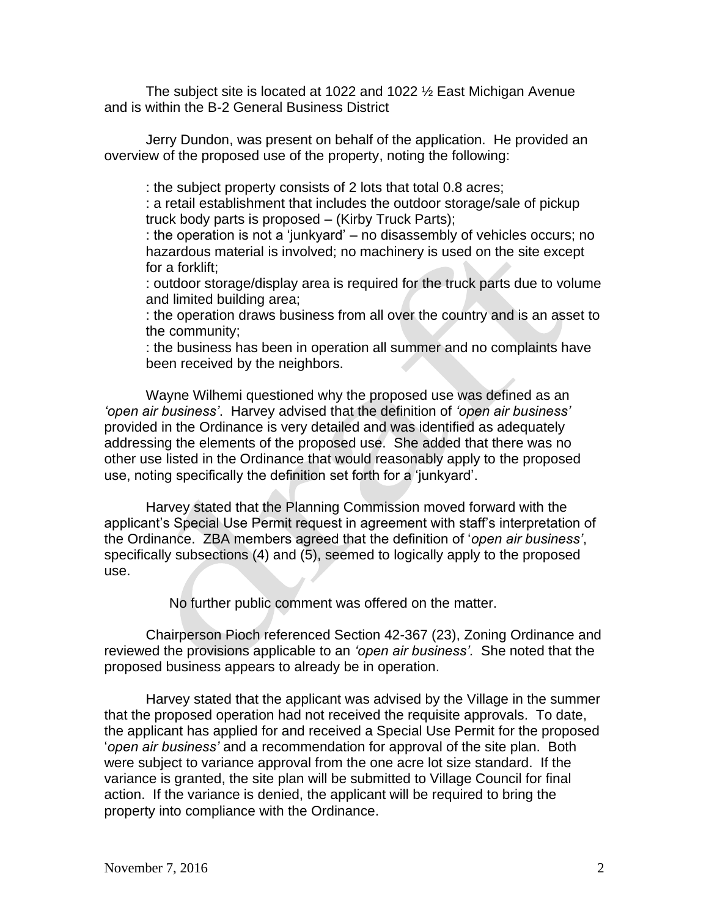The subject site is located at 1022 and 1022 ½ East Michigan Avenue and is within the B-2 General Business District

Jerry Dundon, was present on behalf of the application. He provided an overview of the proposed use of the property, noting the following:

: the subject property consists of 2 lots that total 0.8 acres;
: a retail establishment that includes the outdoor storage/sale of pickup truck body parts is proposed – (Kirby Truck Parts);
: the operation is not a 'junkyard' – no disassembly of vehicles occurs; no hazardous material is involved; no machinery is used on the site except for a forklift;
: outdoor storage/display area is required for the truck parts due to volume and limited building area;
: the operation draws business from all over the country and is an asset to the community;
: the business has been in operation all summer and no complaints have been received by the neighbors.

Wayne Wilhemi questioned why the proposed use was defined as an *'open air business'*. Harvey advised that the definition of *'open air business'* provided in the Ordinance is very detailed and was identified as adequately addressing the elements of the proposed use. She added that there was no other use listed in the Ordinance that would reasonably apply to the proposed use, noting specifically the definition set forth for a 'junkyard'.

Harvey stated that the Planning Commission moved forward with the applicant's Special Use Permit request in agreement with staff's interpretation of the Ordinance. ZBA members agreed that the definition of '*open air business*', specifically subsections (4) and (5), seemed to logically apply to the proposed use.

No further public comment was offered on the matter.

Chairperson Pioch referenced Section 42-367 (23), Zoning Ordinance and reviewed the provisions applicable to an *'open air business'.* She noted that the proposed business appears to already be in operation.

Harvey stated that the applicant was advised by the Village in the summer that the proposed operation had not received the requisite approvals. To date, the applicant has applied for and received a Special Use Permit for the proposed '*open air business'* and a recommendation for approval of the site plan. Both were subject to variance approval from the one acre lot size standard. If the variance is granted, the site plan will be submitted to Village Council for final action. If the variance is denied, the applicant will be required to bring the property into compliance with the Ordinance.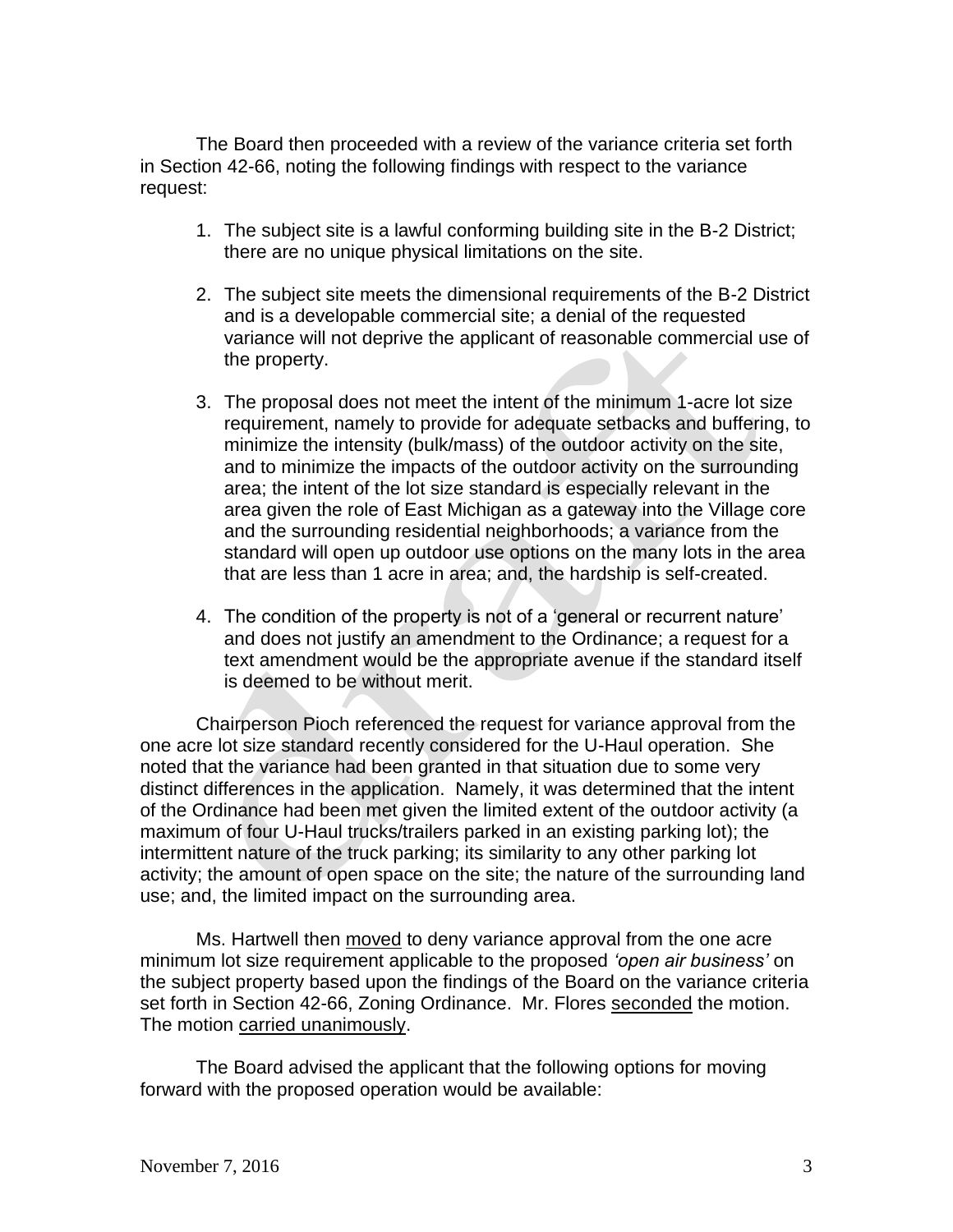The Board then proceeded with a review of the variance criteria set forth in Section 42-66, noting the following findings with respect to the variance request:

1. The subject site is a lawful conforming building site in the B-2 District; there are no unique physical limitations on the site.

2. The subject site meets the dimensional requirements of the B-2 District and is a developable commercial site; a denial of the requested variance will not deprive the applicant of reasonable commercial use of the property.

3. The proposal does not meet the intent of the minimum 1-acre lot size requirement, namely to provide for adequate setbacks and buffering, to minimize the intensity (bulk/mass) of the outdoor activity on the site, and to minimize the impacts of the outdoor activity on the surrounding area; the intent of the lot size standard is especially relevant in the area given the role of East Michigan as a gateway into the Village core and the surrounding residential neighborhoods; a variance from the standard will open up outdoor use options on the many lots in the area that are less than 1 acre in area; and, the hardship is self-created.

4. The condition of the property is not of a 'general or recurrent nature' and does not justify an amendment to the Ordinance; a request for a text amendment would be the appropriate avenue if the standard itself is deemed to be without merit.

Chairperson Pioch referenced the request for variance approval from the one acre lot size standard recently considered for the U-Haul operation. She noted that the variance had been granted in that situation due to some very distinct differences in the application. Namely, it was determined that the intent of the Ordinance had been met given the limited extent of the outdoor activity (a maximum of four U-Haul trucks/trailers parked in an existing parking lot); the intermittent nature of the truck parking; its similarity to any other parking lot activity; the amount of open space on the site; the nature of the surrounding land use; and, the limited impact on the surrounding area.

Ms. Hartwell then <u>moved</u> to deny variance approval from the one acre minimum lot size requirement applicable to the proposed *'open air business'* on the subject property based upon the findings of the Board on the variance criteria set forth in Section 42-66, Zoning Ordinance. Mr. Flores <u>seconded</u> the motion. The motion <u>carried unanimously</u>.

The Board advised the applicant that the following options for moving forward with the proposed operation would be available: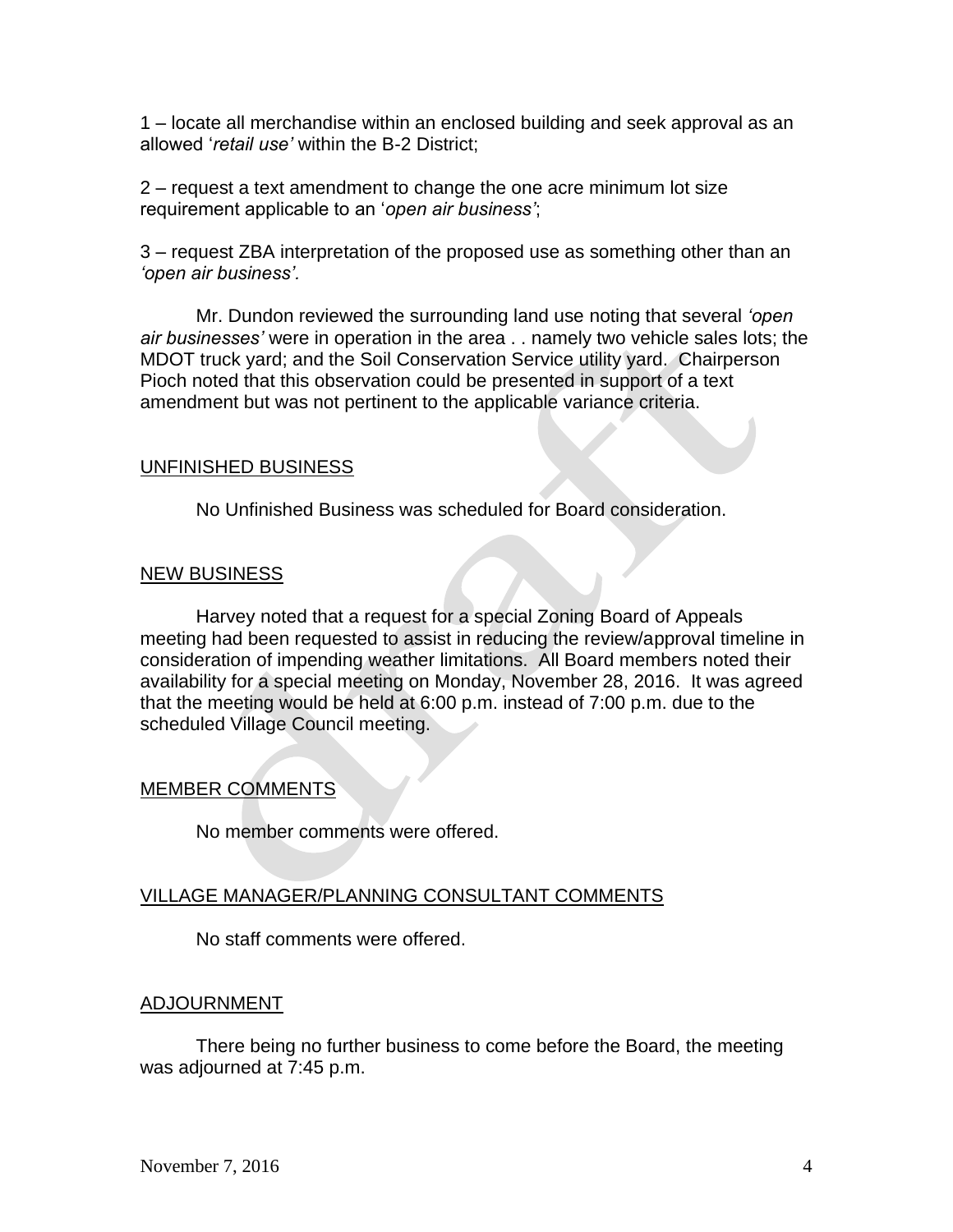1 – locate all merchandise within an enclosed building and seek approval as an allowed '*retail use'* within the B-2 District;

2 – request a text amendment to change the one acre minimum lot size requirement applicable to an '*open air business'*;

3 – request ZBA interpretation of the proposed use as something other than an *'open air business'.*

Mr. Dundon reviewed the surrounding land use noting that several *'open air businesses'* were in operation in the area . . namely two vehicle sales lots; the MDOT truck yard; and the Soil Conservation Service utility yard. Chairperson Pioch noted that this observation could be presented in support of a text amendment but was not pertinent to the applicable variance criteria.

## UNFINISHED BUSINESS

No Unfinished Business was scheduled for Board consideration.

## NEW BUSINESS

Harvey noted that a request for a special Zoning Board of Appeals meeting had been requested to assist in reducing the review/approval timeline in consideration of impending weather limitations. All Board members noted their availability for a special meeting on Monday, November 28, 2016. It was agreed that the meeting would be held at 6:00 p.m. instead of 7:00 p.m. due to the scheduled Village Council meeting.

## MEMBER COMMENTS

No member comments were offered.

## VILLAGE MANAGER/PLANNING CONSULTANT COMMENTS

No staff comments were offered.

## ADJOURNMENT

There being no further business to come before the Board, the meeting was adjourned at 7:45 p.m.